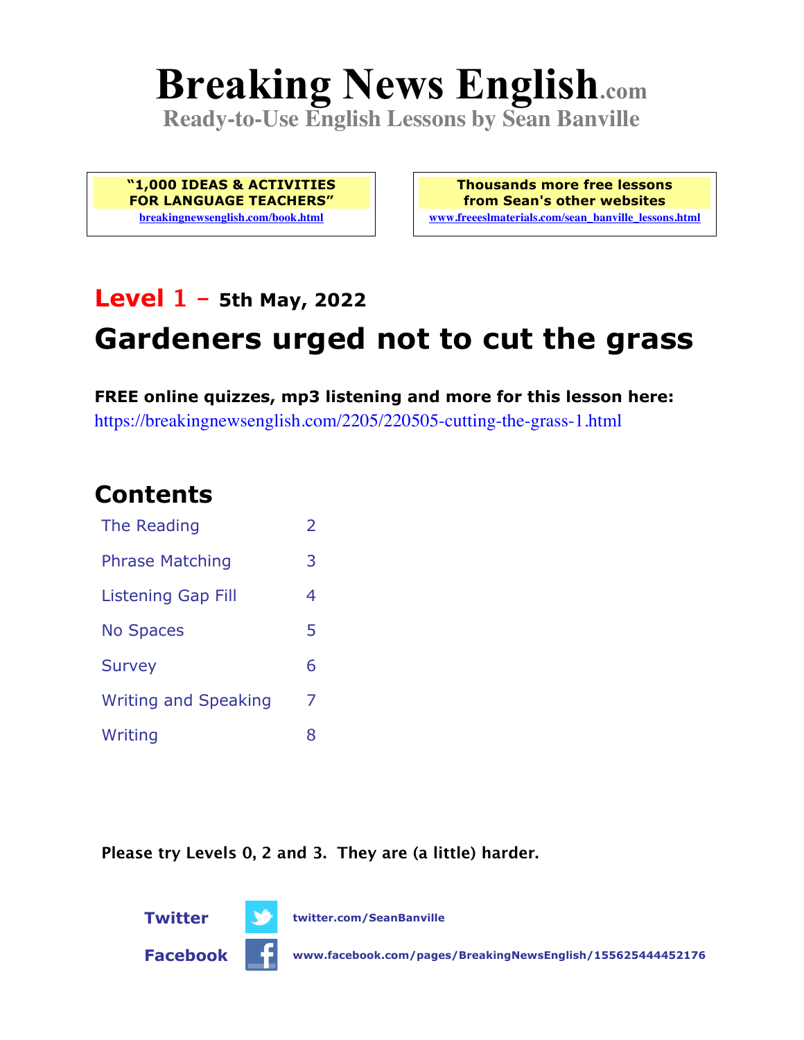# Breaking News English.com

**Ready-to-Use English Lessons by Sean Banville**

**"1,000 IDEAS & ACTIVITIES FOR LANGUAGE TEACHERS"**
breakingnewsenglish.com/book.html

**Thousands more free lessons from Sean's other websites**
www.freeeslmaterials.com/sean_banville_lessons.html

## Level 1 - 5th May, 2022

# Gardeners urged not to cut the grass

**FREE online quizzes, mp3 listening and more for this lesson here:**
https://breakingnewsenglish.com/2205/220505-cutting-the-grass-1.html

## Contents

| | |
|---|---|
| The Reading | 2 |
| Phrase Matching | 3 |
| Listening Gap Fill | 4 |
| No Spaces | 5 |
| Survey | 6 |
| Writing and Speaking | 7 |
| Writing | 8 |

**Please try Levels 0, 2 and 3. They are (a little) harder.**

**Twitter** twitter.com/SeanBanville

**Facebook** www.facebook.com/pages/BreakingNewsEnglish/155625444452176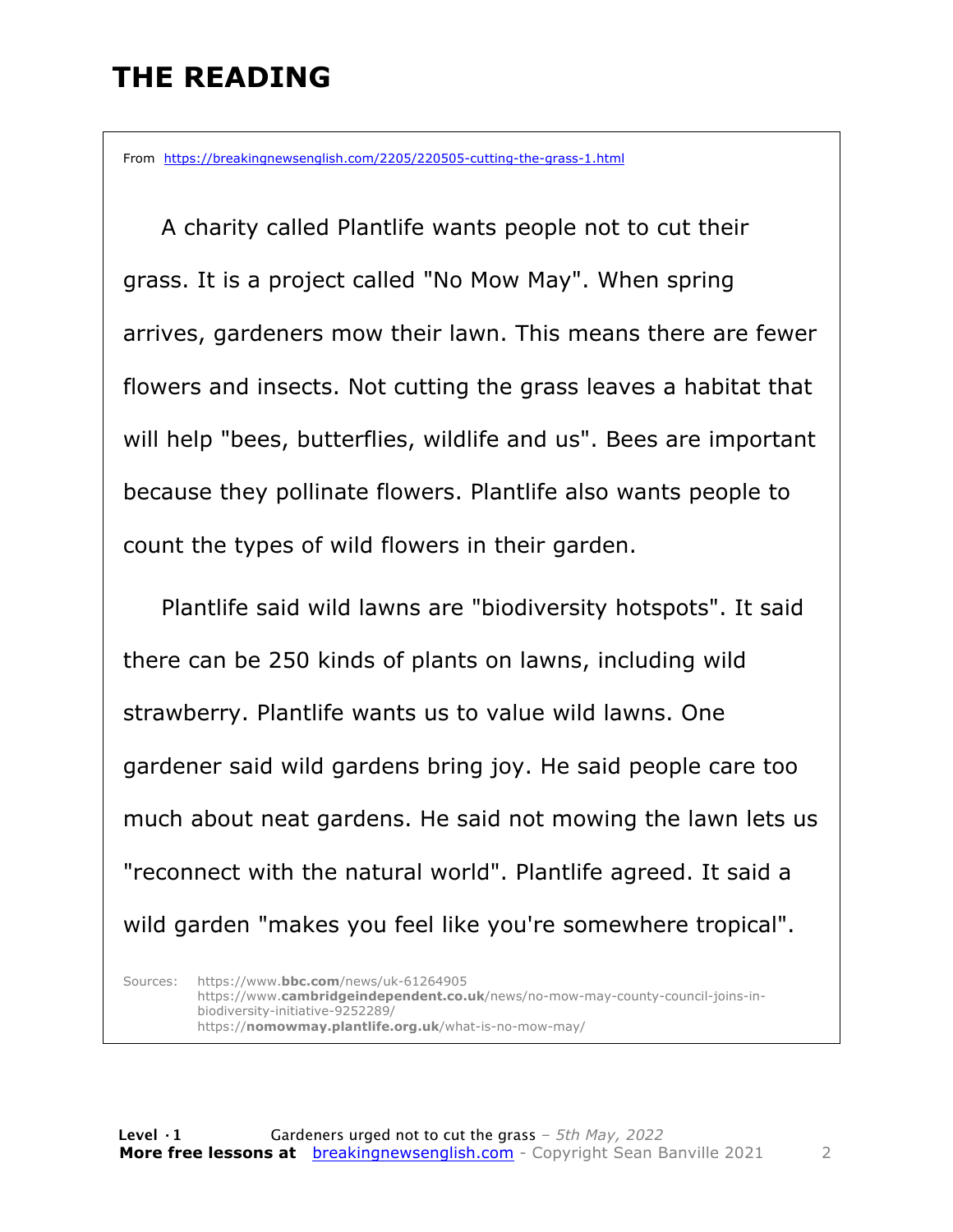# THE READING

From https://breakingnewsenglish.com/2205/220505-cutting-the-grass-1.html

A charity called Plantlife wants people not to cut their grass. It is a project called "No Mow May". When spring arrives, gardeners mow their lawn. This means there are fewer flowers and insects. Not cutting the grass leaves a habitat that will help "bees, butterflies, wildlife and us". Bees are important because they pollinate flowers. Plantlife also wants people to count the types of wild flowers in their garden.

Plantlife said wild lawns are "biodiversity hotspots". It said there can be 250 kinds of plants on lawns, including wild strawberry. Plantlife wants us to value wild lawns. One gardener said wild gardens bring joy. He said people care too much about neat gardens. He said not mowing the lawn lets us "reconnect with the natural world". Plantlife agreed. It said a wild garden "makes you feel like you're somewhere tropical".

Sources:
https://www.bbc.com/news/uk-61264905
https://www.cambridgeindependent.co.uk/news/no-mow-may-county-council-joins-in-biodiversity-initiative-9252289/
https://nomowmay.plantlife.org.uk/what-is-no-mow-may/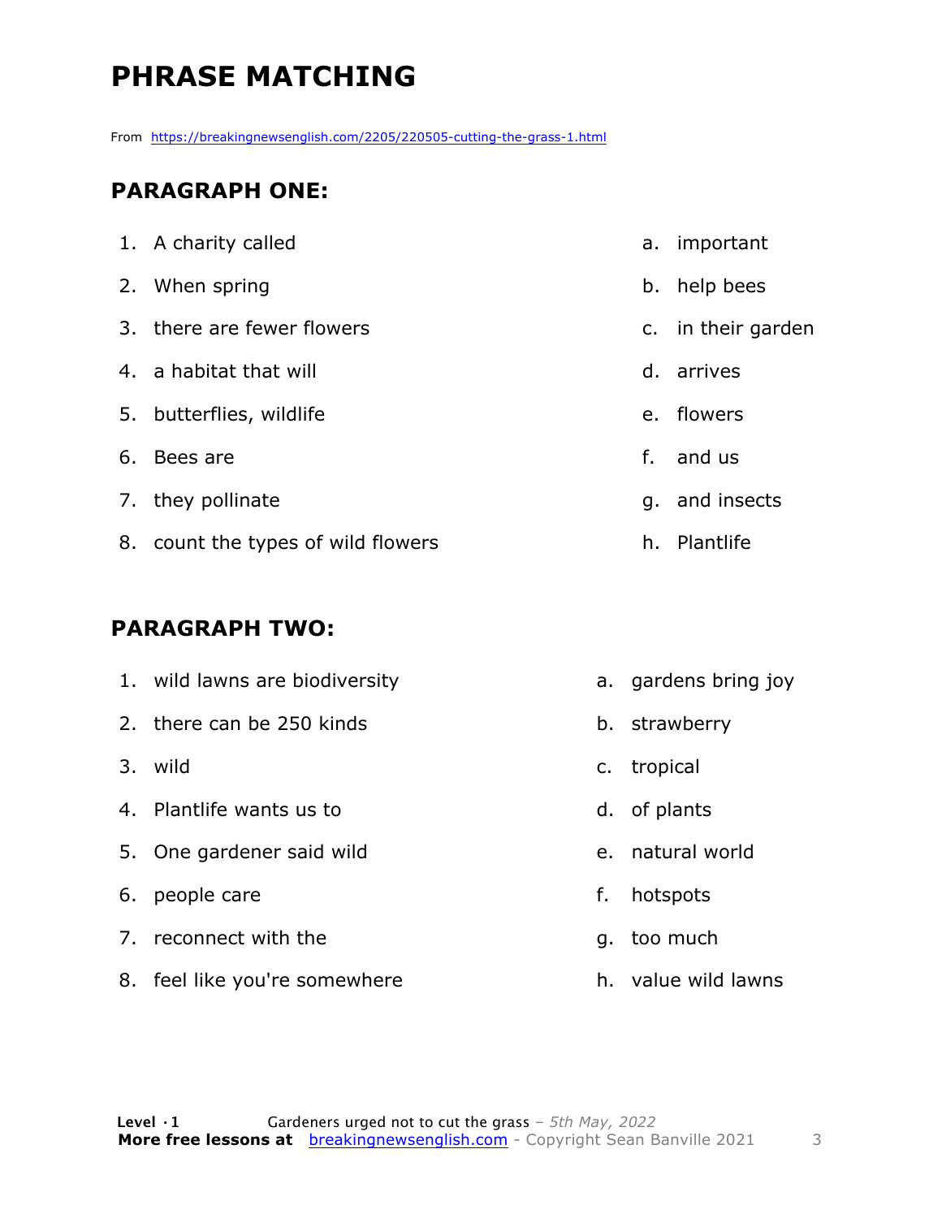# PHRASE MATCHING

From https://breakingnewsenglish.com/2205/220505-cutting-the-grass-1.html

## PARAGRAPH ONE:

| | |
|---|---|
| 1. A charity called | a. important |
| 2. When spring | b. help bees |
| 3. there are fewer flowers | c. in their garden |
| 4. a habitat that will | d. arrives |
| 5. butterflies, wildlife | e. flowers |
| 6. Bees are | f. and us |
| 7. they pollinate | g. and insects |
| 8. count the types of wild flowers | h. Plantlife |

## PARAGRAPH TWO:

| | |
|---|---|
| 1. wild lawns are biodiversity | a. gardens bring joy |
| 2. there can be 250 kinds | b. strawberry |
| 3. wild | c. tropical |
| 4. Plantlife wants us to | d. of plants |
| 5. One gardener said wild | e. natural world |
| 6. people care | f. hotspots |
| 7. reconnect with the | g. too much |
| 8. feel like you're somewhere | h. value wild lawns |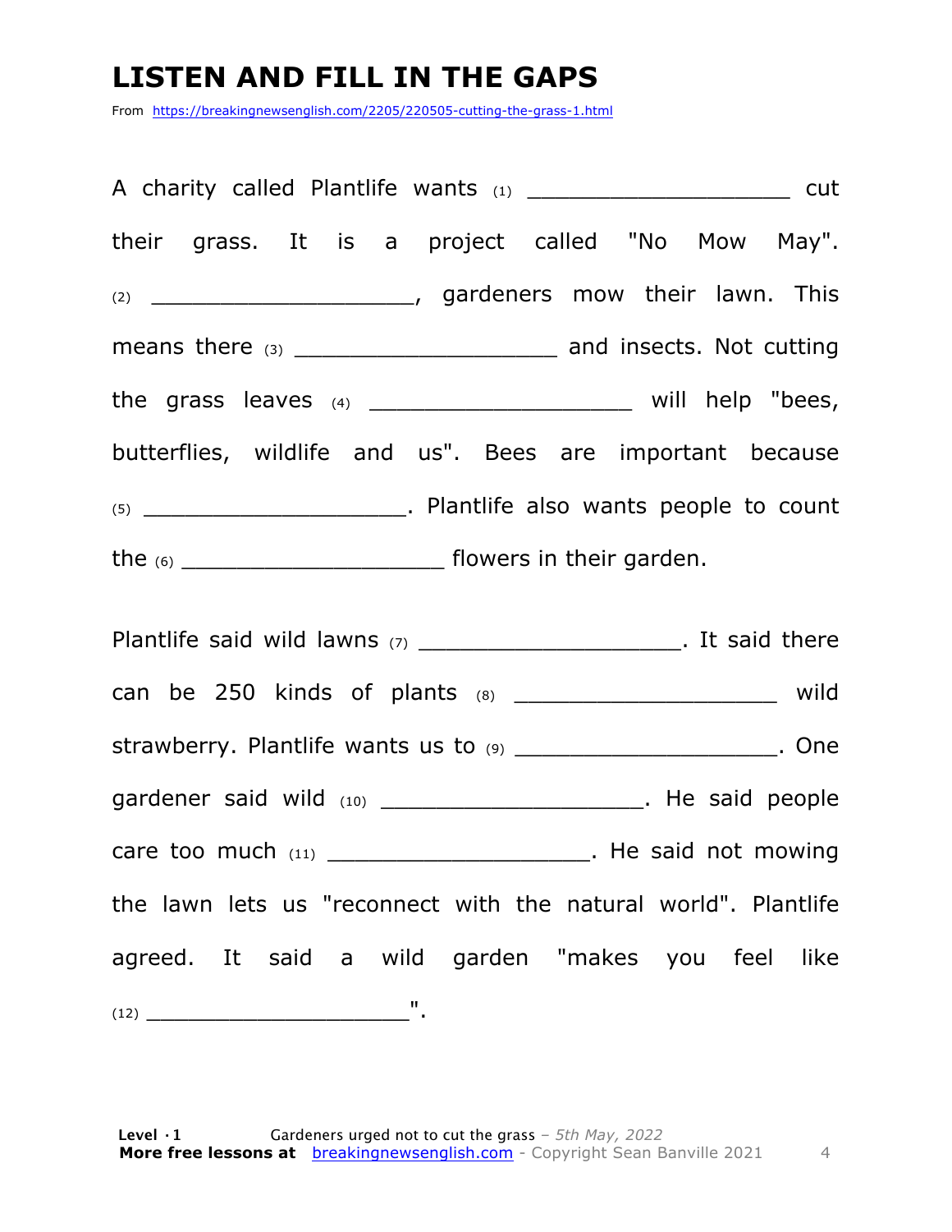# LISTEN AND FILL IN THE GAPS

From https://breakingnewsenglish.com/2205/220505-cutting-the-grass-1.html

A charity called Plantlife wants (1) ____________________ cut their grass. It is a project called "No Mow May". (2) ____________________, gardeners mow their lawn. This means there (3) ____________________ and insects. Not cutting the grass leaves (4) ____________________ will help "bees, butterflies, wildlife and us". Bees are important because (5) ____________________. Plantlife also wants people to count the (6) ____________________ flowers in their garden.

Plantlife said wild lawns (7) ____________________. It said there can be 250 kinds of plants (8) ____________________ wild strawberry. Plantlife wants us to (9) ____________________. One gardener said wild (10) ____________________. He said people care too much (11) ____________________. He said not mowing the lawn lets us "reconnect with the natural world". Plantlife agreed. It said a wild garden "makes you feel like (12) ____________________".

**Level · 1** Gardeners urged not to cut the grass – *5th May, 2022*
**More free lessons at** breakingnewsenglish.com - Copyright Sean Banville 2021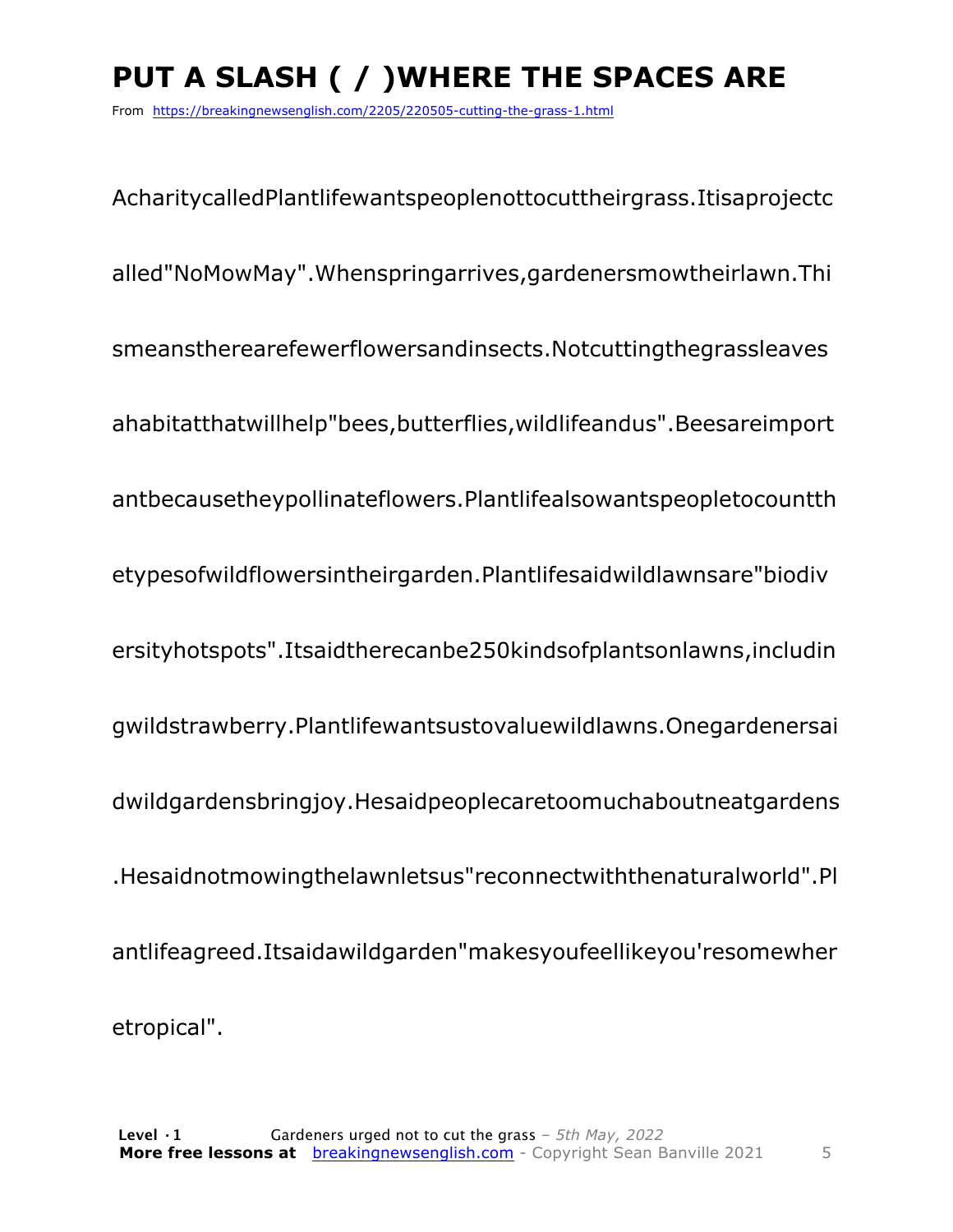# PUT A SLASH ( / )WHERE THE SPACES ARE

From https://breakingnewsenglish.com/2205/220505-cutting-the-grass-1.html

AcharitycalledPlantlifewantspeoplenottocuttheirgrass.Itisaprojectc

alled"NoMowMay".Whenspringarrives,gardenersmowtheirlawn.Thi

smeansthearefewerflowersandinsects.Notcuttingthegrassleaves

ahabitatthatwillhelp"bees,butterflies,wildlifeandus".Beesareimport

antbecausetheypollinateflowers.Plantlifealsowantspeopletocountth

etypesofwildflowersintheirgarden.Plantlifesaidwildlawnsare"biodiv

ersityhotspots".Itsaidtherecanbe250kindsofplantsonlawns,includin

gwildstrawberry.Plantlifewantsustovaluewildlawns.Onegardenersai

dwildgardensbringjoy.Hesaidpeoplecaretoomuchaboutneatgardens

.Hesaidnotmowingthelawnletsus"reconnectwiththenaturalworld".Pl

antlifeagreed.Itsaidawildgarden"makesyoufeellikeyou'resomewher

etropical".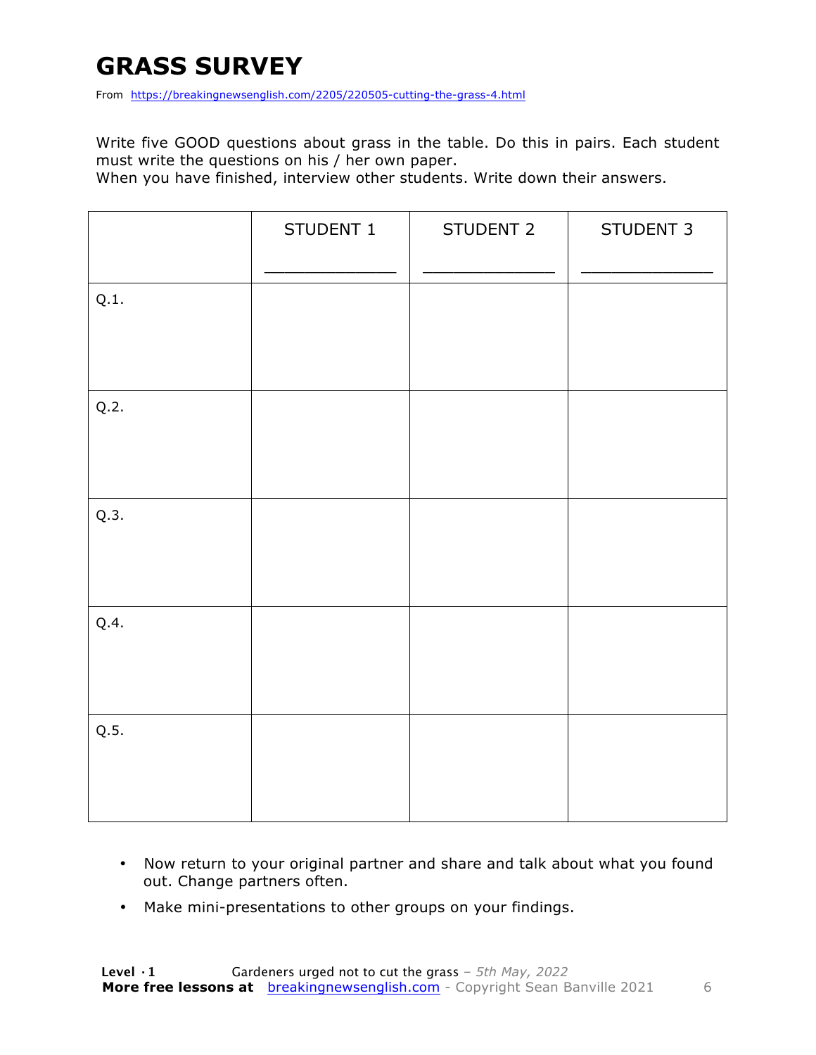# GRASS SURVEY

From https://breakingnewsenglish.com/2205/220505-cutting-the-grass-4.html

Write five GOOD questions about grass in the table. Do this in pairs. Each student must write the questions on his / her own paper.
When you have finished, interview other students. Write down their answers.

| | STUDENT 1<br>_____________ | STUDENT 2<br>_____________ | STUDENT 3<br>_____________ |
|---|---|---|---|
| Q.1. | | | |
| Q.2. | | | |
| Q.3. | | | |
| Q.4. | | | |
| Q.5. | | | |

- Now return to your original partner and share and talk about what you found out. Change partners often.
- Make mini-presentations to other groups on your findings.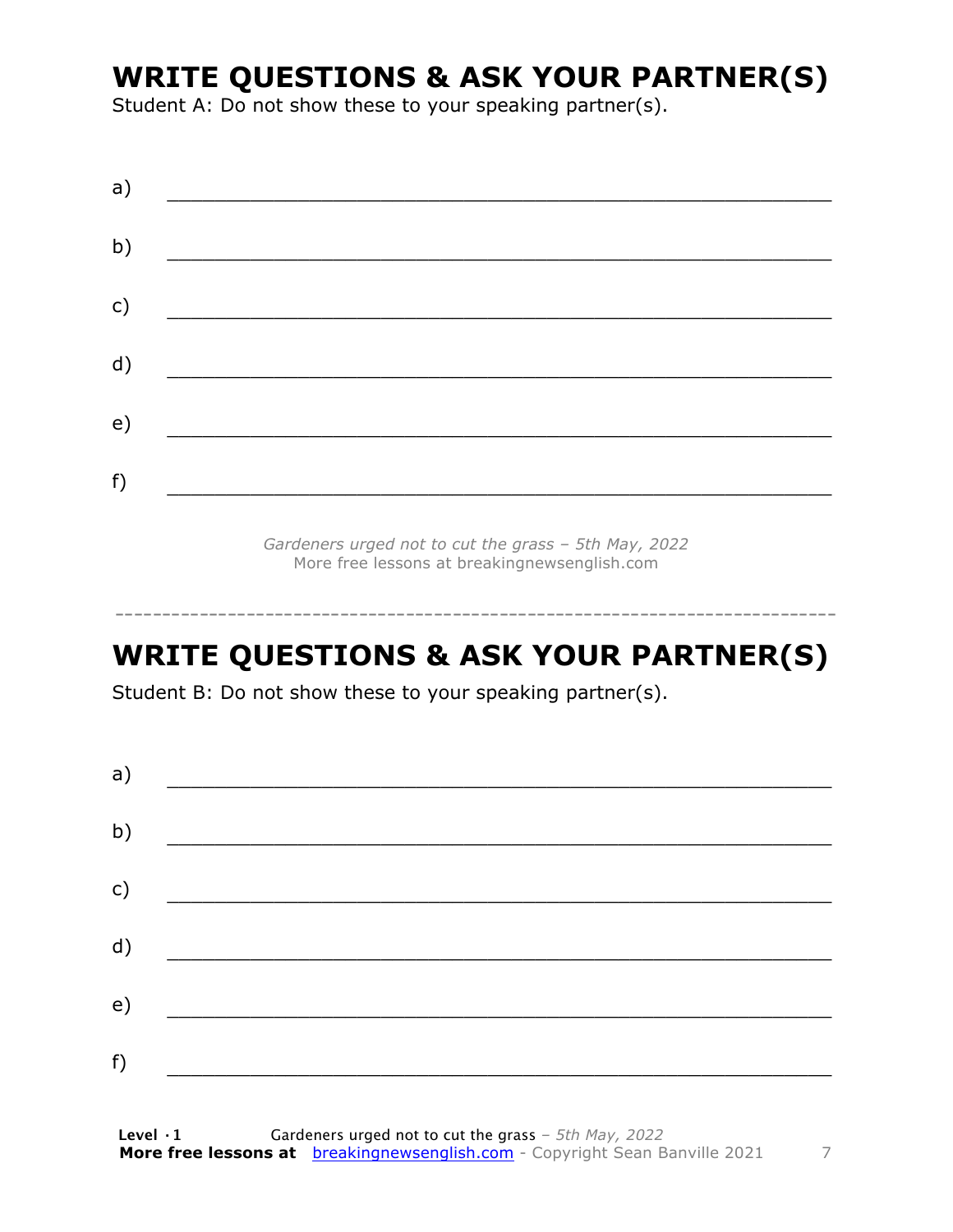# WRITE QUESTIONS & ASK YOUR PARTNER(S)

Student A: Do not show these to your speaking partner(s).

a) ___________________________________________________________

b) ___________________________________________________________

c) ___________________________________________________________

d) ___________________________________________________________

e) ___________________________________________________________

f) ___________________________________________________________

*Gardeners urged not to cut the grass – 5th May, 2022*
More free lessons at breakingnewsenglish.com

---

# WRITE QUESTIONS & ASK YOUR PARTNER(S)

Student B: Do not show these to your speaking partner(s).

a) ___________________________________________________________

b) ___________________________________________________________

c) ___________________________________________________________

d) ___________________________________________________________

e) ___________________________________________________________

f) ___________________________________________________________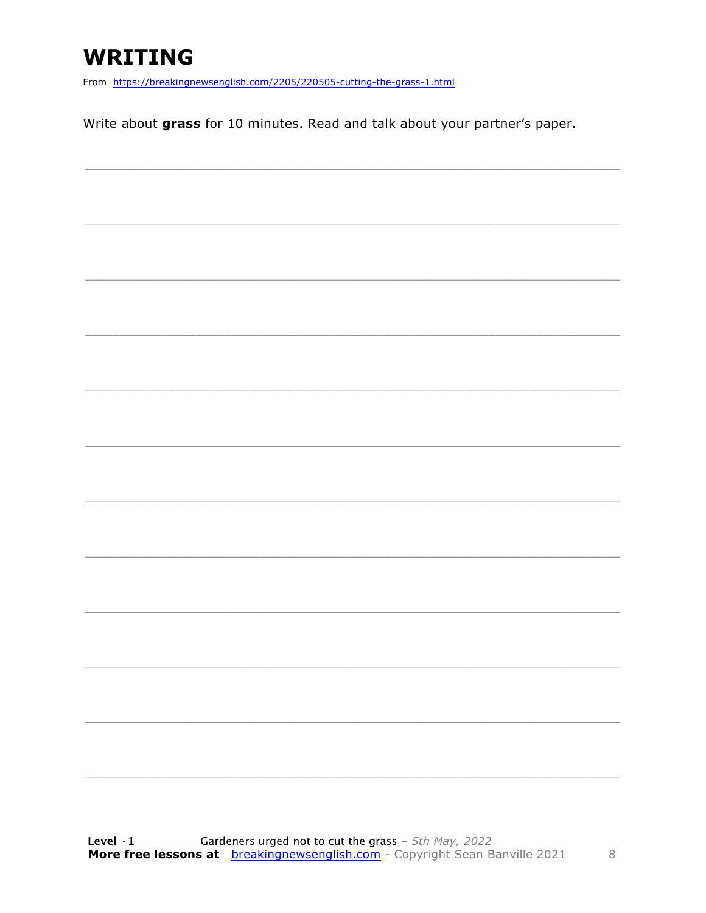# WRITING

From https://breakingnewsenglish.com/2205/220505-cutting-the-grass-1.html

Write about **grass** for 10 minutes. Read and talk about your partner's paper.

___________________________________________________________________________

___________________________________________________________________________

___________________________________________________________________________

___________________________________________________________________________

___________________________________________________________________________

___________________________________________________________________________

___________________________________________________________________________

___________________________________________________________________________

___________________________________________________________________________

___________________________________________________________________________

___________________________________________________________________________

___________________________________________________________________________